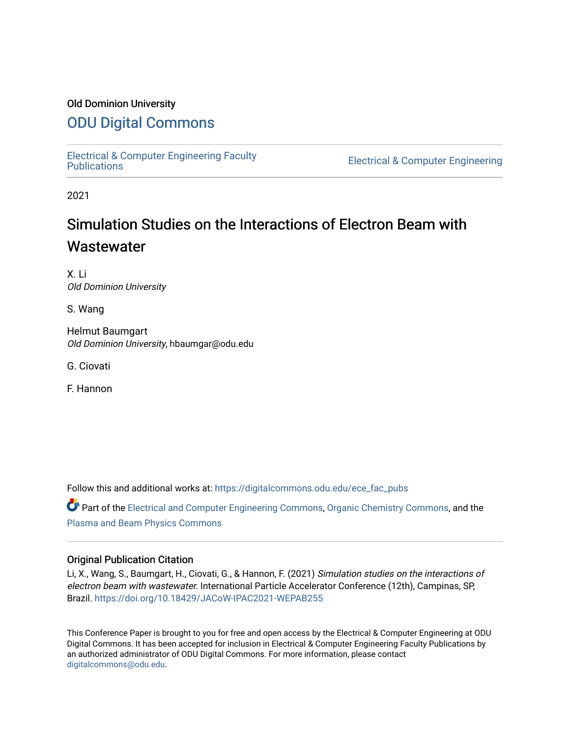Old Dominion University

# ODU Digital Commons

Electrical & Computer Engineering Faculty Publications

Electrical & Computer Engineering

2021

# Simulation Studies on the Interactions of Electron Beam with Wastewater

X. Li
*Old Dominion University*

S. Wang

Helmut Baumgart
*Old Dominion University*, hbaumgar@odu.edu

G. Ciovati

F. Hannon

Follow this and additional works at: https://digitalcommons.odu.edu/ece_fac_pubs

Part of the Electrical and Computer Engineering Commons, Organic Chemistry Commons, and the Plasma and Beam Physics Commons

## Original Publication Citation

Li, X., Wang, S., Baumgart, H., Ciovati, G., & Hannon, F. (2021) *Simulation studies on the interactions of electron beam with wastewater.* International Particle Accelerator Conference (12th), Campinas, SP, Brazil. https://doi.org/10.18429/JACoW-IPAC2021-WEPAB255

This Conference Paper is brought to you for free and open access by the Electrical & Computer Engineering at ODU Digital Commons. It has been accepted for inclusion in Electrical & Computer Engineering Faculty Publications by an authorized administrator of ODU Digital Commons. For more information, please contact digitalcommons@odu.edu.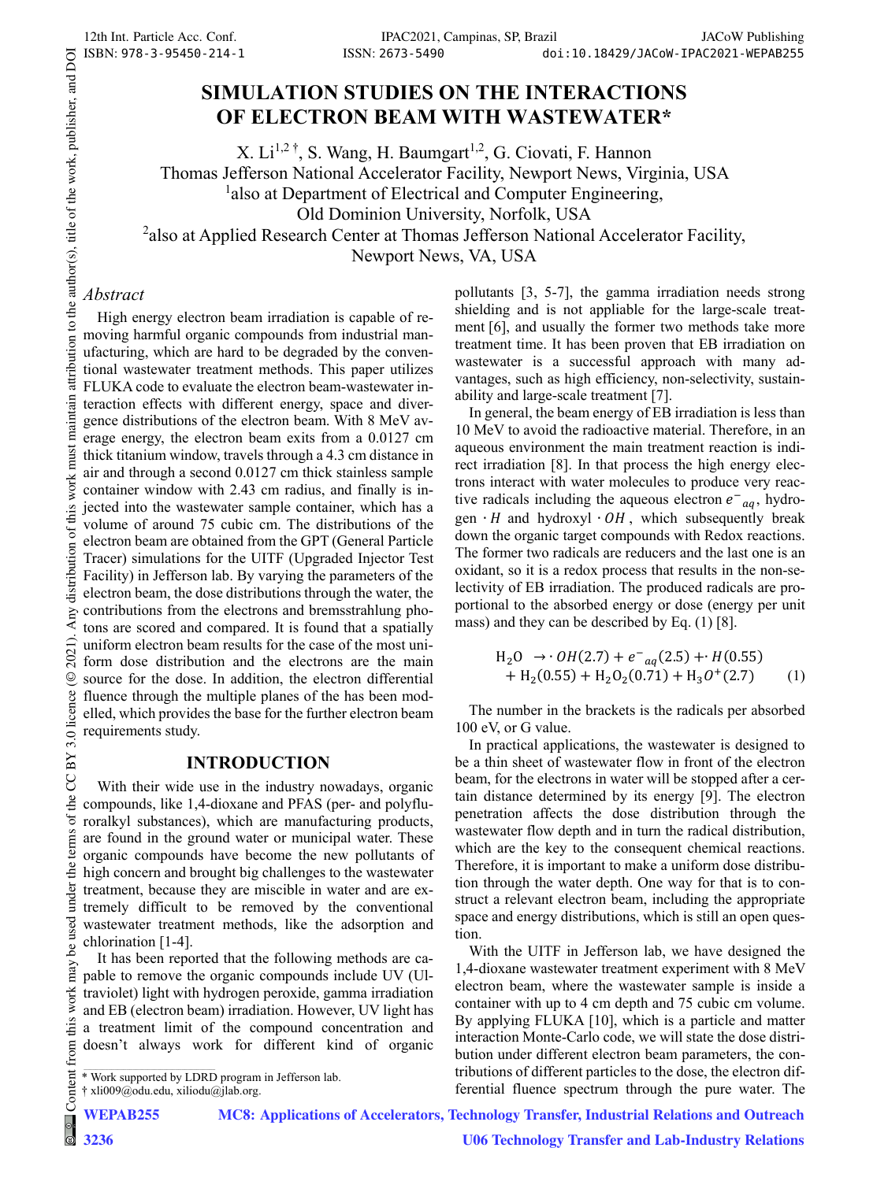# SIMULATION STUDIES ON THE INTERACTIONS OF ELECTRON BEAM WITH WASTEWATER*

X. Li[1,2 †], S. Wang, H. Baumgart[1,2], G. Ciovati, F. Hannon
Thomas Jefferson National Accelerator Facility, Newport News, Virginia, USA
[1]also at Department of Electrical and Computer Engineering, Old Dominion University, Norfolk, USA
[2]also at Applied Research Center at Thomas Jefferson National Accelerator Facility, Newport News, VA, USA

### *Abstract*

High energy electron beam irradiation is capable of removing harmful organic compounds from industrial manufacturing, which are hard to be degraded by the conventional wastewater treatment methods. This paper utilizes FLUKA code to evaluate the electron beam-wastewater interaction effects with different energy, space and divergence distributions of the electron beam. With 8 MeV average energy, the electron beam exits from a 0.0127 cm thick titanium window, travels through a 4.3 cm distance in air and through a second 0.0127 cm thick stainless sample container window with 2.43 cm radius, and finally is injected into the wastewater sample container, which has a volume of around 75 cubic cm. The distributions of the electron beam are obtained from the GPT (General Particle Tracer) simulations for the UITF (Upgraded Injector Test Facility) in Jefferson lab. By varying the parameters of the electron beam, the dose distributions through the water, the contributions from the electrons and bremsstrahlung photons are scored and compared. It is found that a spatially uniform electron beam results for the case of the most uniform dose distribution and the electrons are the main source for the dose. In addition, the electron differential fluence through the multiple planes of the has been modelled, which provides the base for the further electron beam requirements study.

## INTRODUCTION

With their wide use in the industry nowadays, organic compounds, like 1,4-dioxane and PFAS (per- and polyfluroralkyl substances), which are manufacturing products, are found in the ground water or municipal water. These organic compounds have become the new pollutants of high concern and brought big challenges to the wastewater treatment, because they are miscible in water and are extremely difficult to be removed by the conventional wastewater treatment methods, like the adsorption and chlorination [1-4].

It has been reported that the following methods are capable to remove the organic compounds include UV (Ultraviolet) light with hydrogen peroxide, gamma irradiation and EB (electron beam) irradiation. However, UV light has a treatment limit of the compound concentration and doesn't always work for different kind of organic pollutants [3, 5-7], the gamma irradiation needs strong shielding and is not appliable for the large-scale treatment [6], and usually the former two methods take more treatment time. It has been proven that EB irradiation on wastewater is a successful approach with many advantages, such as high efficiency, non-selectivity, sustainability and large-scale treatment [7].

In general, the beam energy of EB irradiation is less than 10 MeV to avoid the radioactive material. Therefore, in an aqueous environment the main treatment reaction is indirect irradiation [8]. In that process the high energy electrons interact with water molecules to produce very reactive radicals including the aqueous electron $e^-_{aq}$, hydrogen $\cdot H$ and hydroxyl $\cdot OH$, which subsequently break down the organic target compounds with Redox reactions. The former two radicals are reducers and the last one is an oxidant, so it is a redox process that results in the non-selectivity of EB irradiation. The produced radicals are proportional to the absorbed energy or dose (energy per unit mass) and they can be described by Eq. (1) [8].

$$\mathrm{H_2O} \rightarrow \cdot OH(2.7) + e^-_{aq}(2.5) + \cdot H(0.55) + \mathrm{H_2}(0.55) + \mathrm{H_2O_2}(0.71) + \mathrm{H_3}O^+(2.7) \quad (1)$$

The number in the brackets is the radicals per absorbed 100 eV, or G value.

In practical applications, the wastewater is designed to be a thin sheet of wastewater flow in front of the electron beam, for the electrons in water will be stopped after a certain distance determined by its energy [9]. The electron penetration affects the dose distribution through the wastewater flow depth and in turn the radical distribution, which are the key to the consequent chemical reactions. Therefore, it is important to make a uniform dose distribution through the water depth. One way for that is to construct a relevant electron beam, including the appropriate space and energy distributions, which is still an open question.

With the UITF in Jefferson lab, we have designed the 1,4-dioxane wastewater treatment experiment with 8 MeV electron beam, where the wastewater sample is inside a container with up to 4 cm depth and 75 cubic cm volume. By applying FLUKA [10], which is a particle and matter interaction Monte-Carlo code, we will state the dose distribution under different electron beam parameters, the contributions of different particles to the dose, the electron differential fluence spectrum through the pure water. The

* Work supported by LDRD program in Jefferson lab.
† xli009@odu.edu, xiliodu@jlab.org.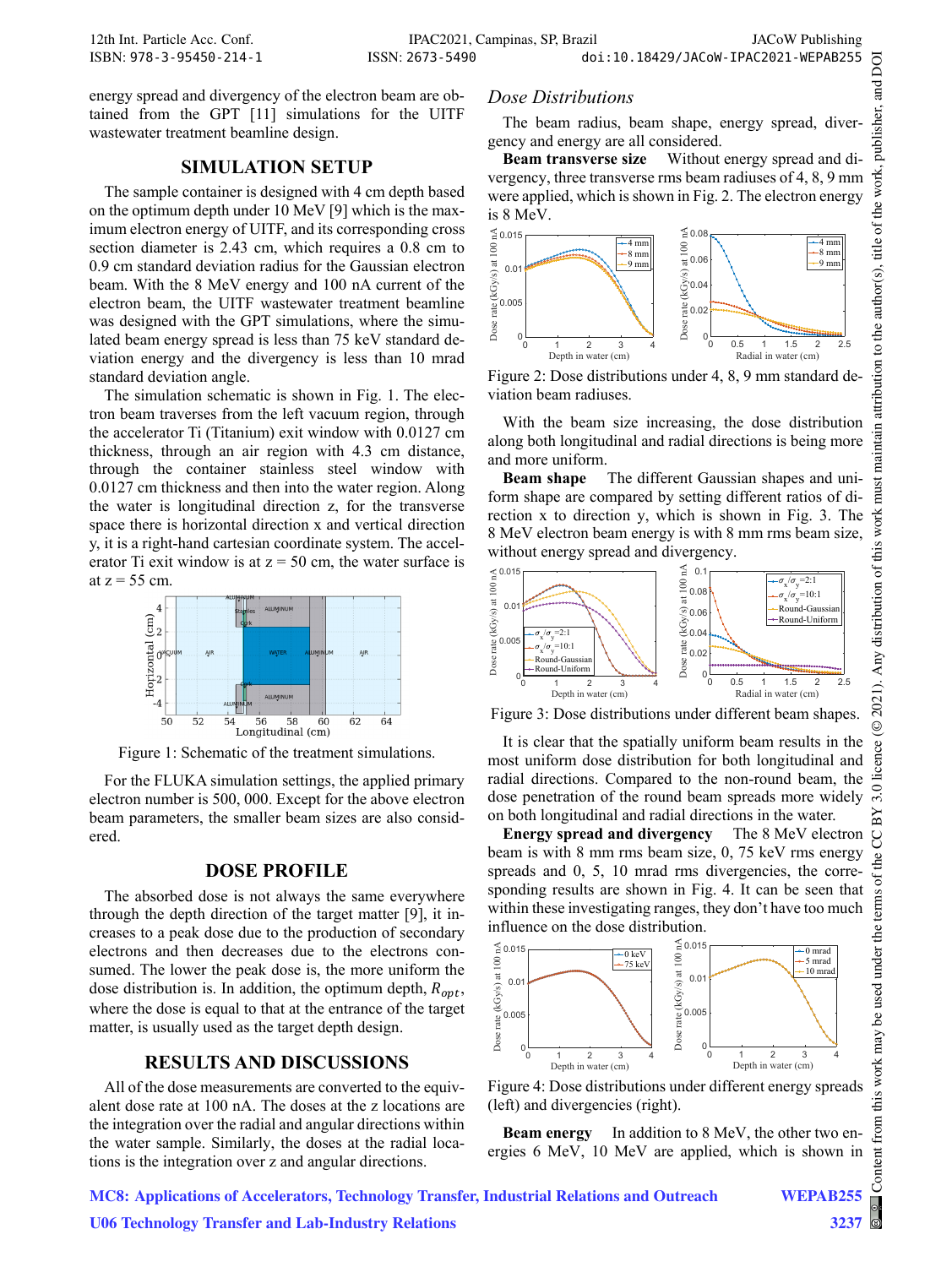energy spread and divergency of the electron beam are obtained from the GPT [11] simulations for the UITF wastewater treatment beamline design.

## SIMULATION SETUP

The sample container is designed with 4 cm depth based on the optimum depth under 10 MeV [9] which is the maximum electron energy of UITF, and its corresponding cross section diameter is 2.43 cm, which requires a 0.8 cm to 0.9 cm standard deviation radius for the Gaussian electron beam. With the 8 MeV energy and 100 nA current of the electron beam, the UITF wastewater treatment beamline was designed with the GPT simulations, where the simulated beam energy spread is less than 75 keV standard deviation energy and the divergency is less than 10 mrad standard deviation angle.

The simulation schematic is shown in Fig. 1. The electron beam traverses from the left vacuum region, through the accelerator Ti (Titanium) exit window with 0.0127 cm thickness, through an air region with 4.3 cm distance, through the container stainless steel window with 0.0127 cm thickness and then into the water region. Along the water is longitudinal direction z, for the transverse space there is horizontal direction x and vertical direction y, it is a right-hand cartesian coordinate system. The accelerator Ti exit window is at z = 50 cm, the water surface is at z = 55 cm.

ALUMINUM
Stainless
ALUMINUM
Cork
VACUUM
AIR
WATER
ALUMINUM
AIR
Cork
ALUMINUM
ALUMINUM
Horizontal (cm)
4
2
0
-2
-4
50 52 54 56 58 60 62 64
Longitudinal (cm)

Figure 1: Schematic of the treatment simulations.

For the FLUKA simulation settings, the applied primary electron number is 500, 000. Except for the above electron beam parameters, the smaller beam sizes are also considered.

## DOSE PROFILE

The absorbed dose is not always the same everywhere through the depth direction of the target matter [9], it increases to a peak dose due to the production of secondary electrons and then decreases due to the electrons consumed. The lower the peak dose is, the more uniform the dose distribution is. In addition, the optimum depth, $R_{opt}$, where the dose is equal to that at the entrance of the target matter, is usually used as the target depth design.

## RESULTS AND DISCUSSIONS

All of the dose measurements are converted to the equivalent dose rate at 100 nA. The doses at the z locations are the integration over the radial and angular directions within the water sample. Similarly, the doses at the radial locations is the integration over z and angular directions.

### *Dose Distributions*

The beam radius, beam shape, energy spread, divergency and energy are all considered.

**Beam transverse size** Without energy spread and divergency, three transverse rms beam radiuses of 4, 8, 9 mm were applied, which is shown in Fig. 2. The electron energy is 8 MeV.

Dose rate (kGy/s) at 100 nA
0.015
0.01
0.005
0
0 1 2 3 4
Depth in water (cm)
4 mm
8 mm
9 mm

Dose rate (kGy/s) at 100 nA
0.08
0.06
0.04
0.02
0
0 0.5 1 1.5 2 2.5
Radial in water (cm)
4 mm
8 mm
9 mm

Figure 2: Dose distributions under 4, 8, 9 mm standard deviation beam radiuses.

With the beam size increasing, the dose distribution along both longitudinal and radial directions is being more and more uniform.

**Beam shape** The different Gaussian shapes and uniform shape are compared by setting different ratios of direction x to direction y, which is shown in Fig. 3. The 8 MeV electron beam energy is with 8 mm rms beam size, without energy spread and divergency.

Dose rate (kGy/s) at 100 nA
0.015
0.01
0.005
0
0 1 2 3 4
Depth in water (cm)
$\sigma_x/\sigma_y$=2:1
$\sigma_x/\sigma_y$=10:1
Round-Gaussian
Round-Uniform

Dose rate (kGy/s) at 100 nA
0.1
0.08
0.06
0.04
0.02
0
0 0.5 1 1.5 2 2.5
Radial in water (cm)
$\sigma_x/\sigma_y$=2:1
$\sigma_x/\sigma_y$=10:1
Round-Gaussian
Round-Uniform

Figure 3: Dose distributions under different beam shapes.

It is clear that the spatially uniform beam results in the most uniform dose distribution for both longitudinal and radial directions. Compared to the non-round beam, the dose penetration of the round beam spreads more widely on both longitudinal and radial directions in the water.

**Energy spread and divergency** The 8 MeV electron beam is with 8 mm rms beam size, 0, 75 keV rms energy spreads and 0, 5, 10 mrad rms divergencies, the corresponding results are shown in Fig. 4. It can be seen that within these investigating ranges, they don't have too much influence on the dose distribution.

Dose rate (kGy/s) at 100 nA
0.015
0.01
0.005
0
0 1 2 3 4
Depth in water (cm)
0 keV
75 keV

Dose rate (kGy/s) at 100 nA
0.015
0.01
0.005
0
0 1 2 3 4
Depth in water (cm)
0 mrad
5 mrad
10 mrad

Figure 4: Dose distributions under different energy spreads (left) and divergencies (right).

**Beam energy** In addition to 8 MeV, the other two energies 6 MeV, 10 MeV are applied, which is shown in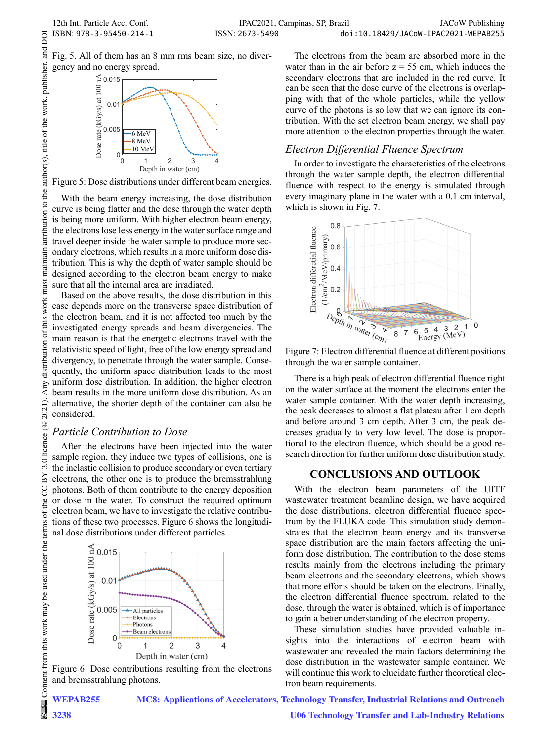Fig. 5. All of them has an 8 mm rms beam size, no divergency and no energy spread.

Dose rate (kGy/s) at 100 nA
0.015
0.01
0.005
0
0 1 2 3 4
Depth in water (cm)
6 MeV
8 MeV
10 MeV

Figure 5: Dose distributions under different beam energies.

With the beam energy increasing, the dose distribution curve is being flatter and the dose through the water depth is being more uniform. With higher electron beam energy, the electrons lose less energy in the water surface range and travel deeper inside the water sample to produce more secondary electrons, which results in a more uniform dose distribution. This is why the depth of water sample should be designed according to the electron beam energy to make sure that all the internal area are irradiated.

Based on the above results, the dose distribution in this case depends more on the transverse space distribution of the electron beam, and it is not affected too much by the investigated energy spreads and beam divergencies. The main reason is that the energetic electrons travel with the relativistic speed of light, free of the low energy spread and divergency, to penetrate through the water sample. Consequently, the uniform space distribution leads to the most uniform dose distribution. In addition, the higher electron beam results in the more uniform dose distribution. As an alternative, the shorter depth of the container can also be considered.

### *Particle Contribution to Dose*

After the electrons have been injected into the water sample region, they induce two types of collisions, one is the inelastic collision to produce secondary or even tertiary electrons, the other one is to produce the bremsstrahlung photons. Both of them contribute to the energy deposition or dose in the water. To construct the required optimum electron beam, we have to investigate the relative contributions of these two processes. Figure 6 shows the longitudinal dose distributions under different particles.

Dose rate (kGy/s) at 100 nA
0.015
0.01
0.005
0
0 1 2 3 4
Depth in water (cm)
All particles
Electrons
Photons
Beam electrons

Figure 6: Dose contributions resulting from the electrons and bremsstrahlung photons.

The electrons from the beam are absorbed more in the water than in the air before z = 55 cm, which induces the secondary electrons that are included in the red curve. It can be seen that the dose curve of the electrons is overlapping with that of the whole particles, while the yellow curve of the photons is so low that we can ignore its contribution. With the set electron beam energy, we shall pay more attention to the electron properties through the water.

### *Electron Differential Fluence Spectrum*

In order to investigate the characteristics of the electrons through the water sample depth, the electron differential fluence with respect to the energy is simulated through every imaginary plane in the water with a 0.1 cm interval, which is shown in Fig. 7.

Electron differential fluence ($1/cm^2$/MeV/primary)
0.8
0.6
0.4
0.2
0
Depth in water (cm)
0 1 2 3 4
Energy (MeV)
8 7 6 5 4 3 2 1 0

Figure 7: Electron differential fluence at different positions through the water sample container.

There is a high peak of electron differential fluence right on the water surface at the moment the electrons enter the water sample container. With the water depth increasing, the peak decreases to almost a flat plateau after 1 cm depth and before around 3 cm depth. After 3 cm, the peak decreases gradually to very low level. The dose is proportional to the electron fluence, which should be a good research direction for further uniform dose distribution study.

## CONCLUSIONS AND OUTLOOK

With the electron beam parameters of the UITF wastewater treatment beamline design, we have acquired the dose distributions, electron differential fluence spectrum by the FLUKA code. This simulation study demonstrates that the electron beam energy and its transverse space distribution are the main factors affecting the uniform dose distribution. The contribution to the dose stems results mainly from the electrons including the primary beam electrons and the secondary electrons, which shows that more efforts should be taken on the electrons. Finally, the electron differential fluence spectrum, related to the dose, through the water is obtained, which is of importance to gain a better understanding of the electron property.

These simulation studies have provided valuable insights into the interactions of electron beam with wastewater and revealed the main factors determining the dose distribution in the wastewater sample container. We will continue this work to elucidate further theoretical electron beam requirements.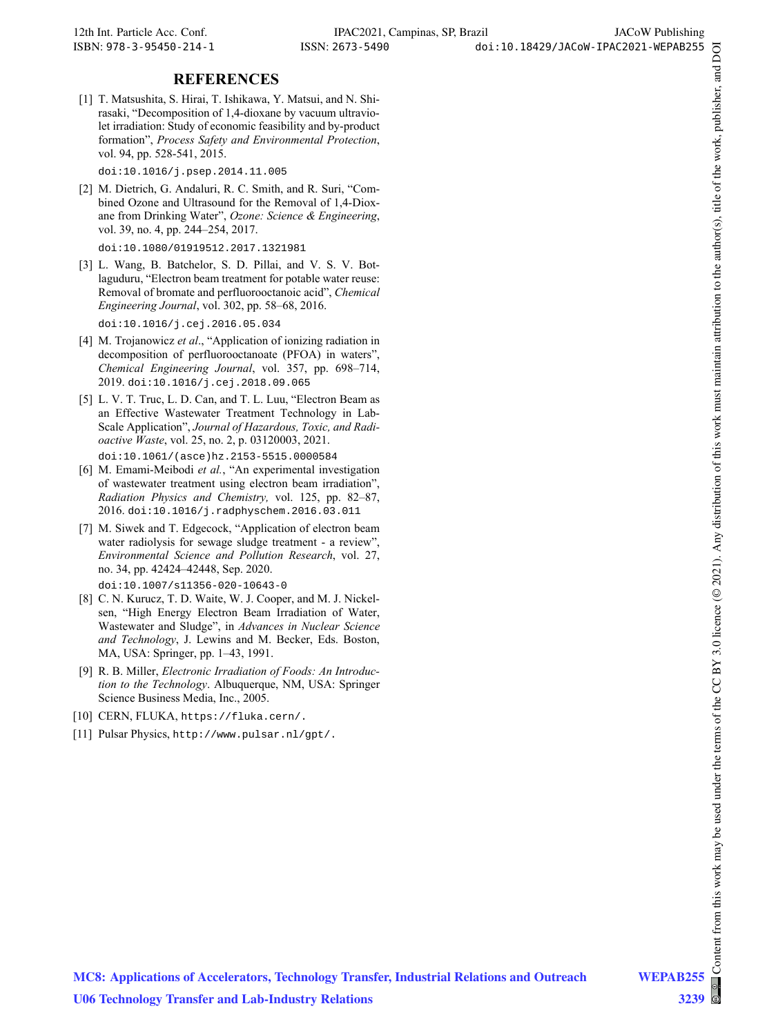## REFERENCES

[1] T. Matsushita, S. Hirai, T. Ishikawa, Y. Matsui, and N. Shirasaki, "Decomposition of 1,4-dioxane by vacuum ultraviolet irradiation: Study of economic feasibility and by-product formation", *Process Safety and Environmental Protection*, vol. 94, pp. 528-541, 2015. doi:10.1016/j.psep.2014.11.005

[2] M. Dietrich, G. Andaluri, R. C. Smith, and R. Suri, "Combined Ozone and Ultrasound for the Removal of 1,4-Dioxane from Drinking Water", *Ozone: Science & Engineering*, vol. 39, no. 4, pp. 244–254, 2017. doi:10.1080/01919512.2017.1321981

[3] L. Wang, B. Batchelor, S. D. Pillai, and V. S. V. Botlaguduru, "Electron beam treatment for potable water reuse: Removal of bromate and perfluorooctanoic acid", *Chemical Engineering Journal*, vol. 302, pp. 58–68, 2016. doi:10.1016/j.cej.2016.05.034

[4] M. Trojanowicz *et al*., "Application of ionizing radiation in decomposition of perfluorooctanoate (PFOA) in waters", *Chemical Engineering Journal*, vol. 357, pp. 698–714, 2019. doi:10.1016/j.cej.2018.09.065

[5] L. V. T. Truc, L. D. Can, and T. L. Luu, "Electron Beam as an Effective Wastewater Treatment Technology in Lab-Scale Application", *Journal of Hazardous, Toxic, and Radioactive Waste*, vol. 25, no. 2, p. 03120003, 2021. doi:10.1061/(asce)hz.2153-5515.0000584

[6] M. Emami-Meibodi *et al.*, "An experimental investigation of wastewater treatment using electron beam irradiation", *Radiation Physics and Chemistry,* vol. 125, pp. 82–87, 2016. doi:10.1016/j.radphyschem.2016.03.011

[7] M. Siwek and T. Edgecock, "Application of electron beam water radiolysis for sewage sludge treatment - a review", *Environmental Science and Pollution Research*, vol. 27, no. 34, pp. 42424–42448, Sep. 2020. doi:10.1007/s11356-020-10643-0

[8] C. N. Kurucz, T. D. Waite, W. J. Cooper, and M. J. Nickelsen, "High Energy Electron Beam Irradiation of Water, Wastewater and Sludge", in *Advances in Nuclear Science and Technology*, J. Lewins and M. Becker, Eds. Boston, MA, USA: Springer, pp. 1–43, 1991.

[9] R. B. Miller, *Electronic Irradiation of Foods: An Introduction to the Technology*. Albuquerque, NM, USA: Springer Science Business Media, Inc., 2005.

[10] CERN, FLUKA, https://fluka.cern/.

[11] Pulsar Physics, http://www.pulsar.nl/gpt/.